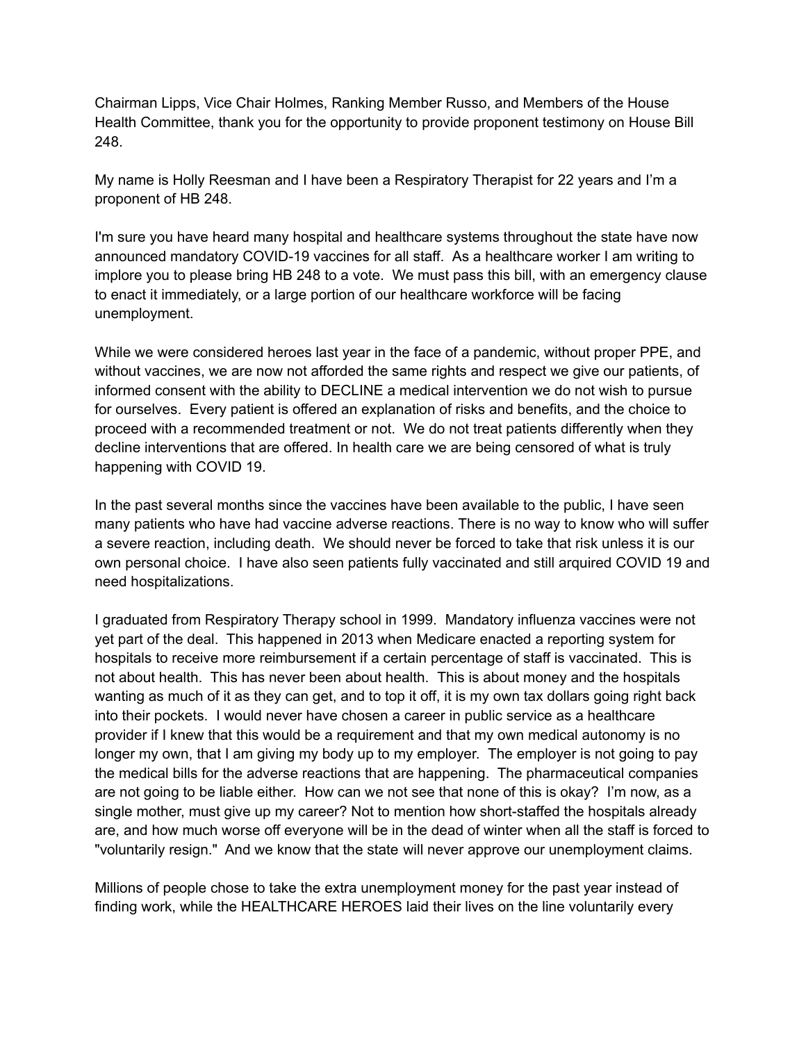Chairman Lipps, Vice Chair Holmes, Ranking Member Russo, and Members of the House Health Committee, thank you for the opportunity to provide proponent testimony on House Bill 248.

My name is Holly Reesman and I have been a Respiratory Therapist for 22 years and I'm a proponent of HB 248.

I'm sure you have heard many hospital and healthcare systems throughout the state have now announced mandatory COVID-19 vaccines for all staff. As a healthcare worker I am writing to implore you to please bring HB 248 to a vote. We must pass this bill, with an emergency clause to enact it immediately, or a large portion of our healthcare workforce will be facing unemployment.

While we were considered heroes last year in the face of a pandemic, without proper PPE, and without vaccines, we are now not afforded the same rights and respect we give our patients, of informed consent with the ability to DECLINE a medical intervention we do not wish to pursue for ourselves. Every patient is offered an explanation of risks and benefits, and the choice to proceed with a recommended treatment or not. We do not treat patients differently when they decline interventions that are offered. In health care we are being censored of what is truly happening with COVID 19.

In the past several months since the vaccines have been available to the public, I have seen many patients who have had vaccine adverse reactions. There is no way to know who will suffer a severe reaction, including death. We should never be forced to take that risk unless it is our own personal choice. I have also seen patients fully vaccinated and still arquired COVID 19 and need hospitalizations.

I graduated from Respiratory Therapy school in 1999. Mandatory influenza vaccines were not yet part of the deal. This happened in 2013 when Medicare enacted a reporting system for hospitals to receive more reimbursement if a certain percentage of staff is vaccinated. This is not about health. This has never been about health. This is about money and the hospitals wanting as much of it as they can get, and to top it off, it is my own tax dollars going right back into their pockets. I would never have chosen a career in public service as a healthcare provider if I knew that this would be a requirement and that my own medical autonomy is no longer my own, that I am giving my body up to my employer. The employer is not going to pay the medical bills for the adverse reactions that are happening. The pharmaceutical companies are not going to be liable either. How can we not see that none of this is okay? I'm now, as a single mother, must give up my career? Not to mention how short-staffed the hospitals already are, and how much worse off everyone will be in the dead of winter when all the staff is forced to "voluntarily resign." And we know that the state will never approve our unemployment claims.

Millions of people chose to take the extra unemployment money for the past year instead of finding work, while the HEALTHCARE HEROES laid their lives on the line voluntarily every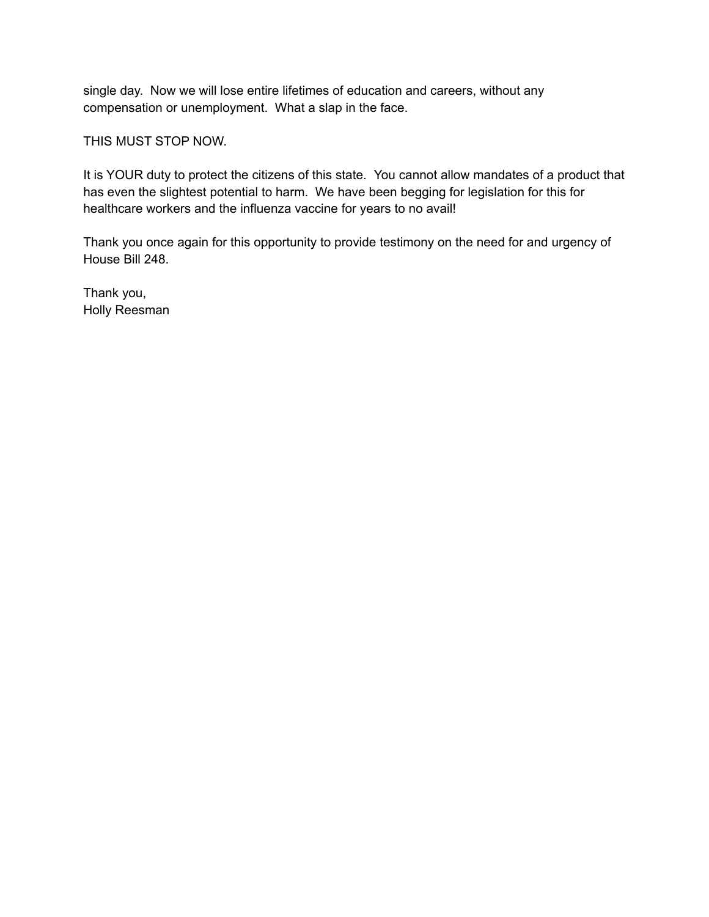single day.  Now we will lose entire lifetimes of education and careers, without any compensation or unemployment.  What a slap in the face.

THIS MUST STOP NOW.

It is YOUR duty to protect the citizens of this state.  You cannot allow mandates of a product that has even the slightest potential to harm.  We have been begging for legislation for this for healthcare workers and the influenza vaccine for years to no avail!

Thank you once again for this opportunity to provide testimony on the need for and urgency of House Bill 248.

Thank you,  
Holly Reesman